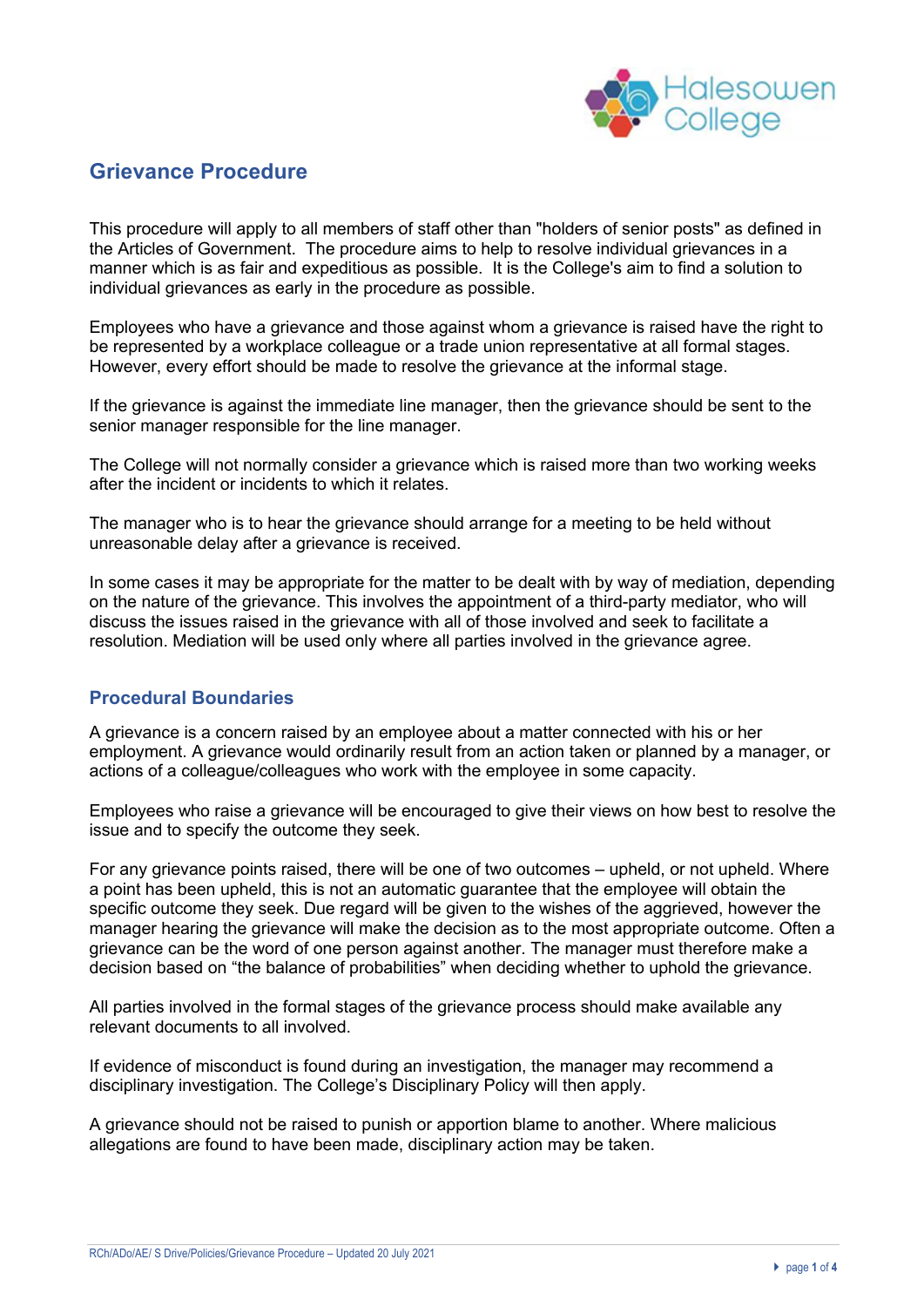# Grievance Procedure

This procedure will apply to all members of staff other than "holders of senior posts" as defined in the Articles of Government. The procedure aims to help to resolve individual grievances in a manner which is as fair and expeditious as possible. It is the College's aim to find a solution to individual grievances as early in the procedure as possible.

Employees who have a grievance and those against whom a grievance is raised have the right to be represented by a workplace colleague or a trade union representative at all formal stages. However, every effort should be made to resolve the grievance at the informal stage.

If the grievance is against the immediate line manager, then the grievance should be sent to the senior manager responsible for the line manager.

The College will not normally consider a grievance which is raised more than two working weeks after the incident or incidents to which it relates.

The manager who is to hear the grievance should arrange for a meeting to be held without unreasonable delay after a grievance is received.

In some cases it may be appropriate for the matter to be dealt with by way of mediation, depending on the nature of the grievance. This involves the appointment of a third-party mediator, who will discuss the issues raised in the grievance with all of those involved and seek to facilitate a resolution. Mediation will be used only where all parties involved in the grievance agree.

## Procedural Boundaries

A grievance is a concern raised by an employee about a matter connected with his or her employment. A grievance would ordinarily result from an action taken or planned by a manager, or actions of a colleague/colleagues who work with the employee in some capacity.

Employees who raise a grievance will be encouraged to give their views on how best to resolve the issue and to specify the outcome they seek.

For any grievance points raised, there will be one of two outcomes – upheld, or not upheld. Where a point has been upheld, this is not an automatic guarantee that the employee will obtain the specific outcome they seek. Due regard will be given to the wishes of the aggrieved, however the manager hearing the grievance will make the decision as to the most appropriate outcome. Often a grievance can be the word of one person against another. The manager must therefore make a decision based on "the balance of probabilities" when deciding whether to uphold the grievance.

All parties involved in the formal stages of the grievance process should make available any relevant documents to all involved.

If evidence of misconduct is found during an investigation, the manager may recommend a disciplinary investigation. The College's Disciplinary Policy will then apply.

A grievance should not be raised to punish or apportion blame to another. Where malicious allegations are found to have been made, disciplinary action may be taken.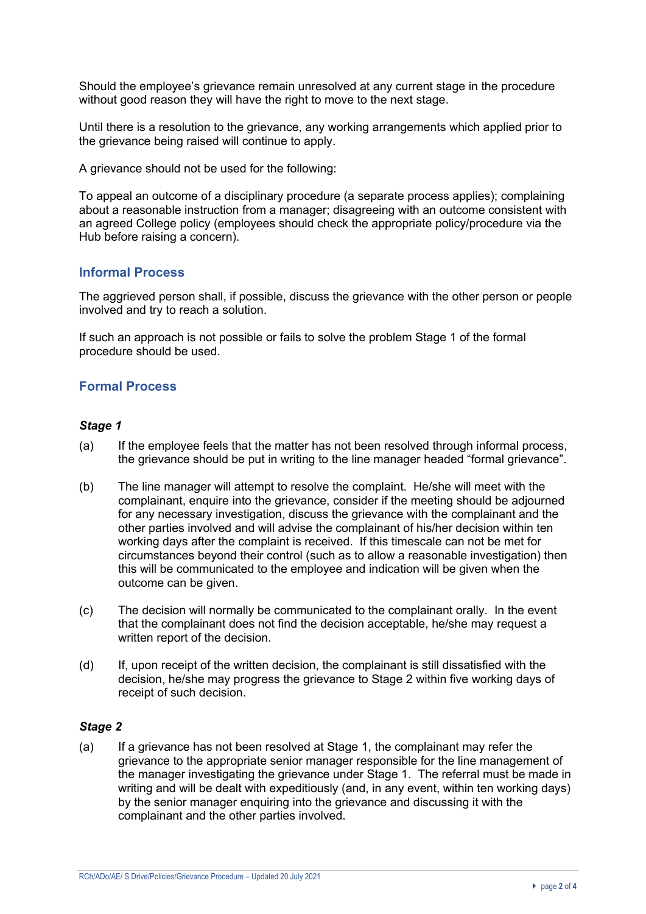Should the employee's grievance remain unresolved at any current stage in the procedure without good reason they will have the right to move to the next stage.

Until there is a resolution to the grievance, any working arrangements which applied prior to the grievance being raised will continue to apply.

A grievance should not be used for the following:

To appeal an outcome of a disciplinary procedure (a separate process applies); complaining about a reasonable instruction from a manager; disagreeing with an outcome consistent with an agreed College policy (employees should check the appropriate policy/procedure via the Hub before raising a concern).

## Informal Process

The aggrieved person shall, if possible, discuss the grievance with the other person or people involved and try to reach a solution.

If such an approach is not possible or fails to solve the problem Stage 1 of the formal procedure should be used.

## Formal Process

### *Stage 1*

(a) If the employee feels that the matter has not been resolved through informal process, the grievance should be put in writing to the line manager headed "formal grievance".

(b) The line manager will attempt to resolve the complaint. He/she will meet with the complainant, enquire into the grievance, consider if the meeting should be adjourned for any necessary investigation, discuss the grievance with the complainant and the other parties involved and will advise the complainant of his/her decision within ten working days after the complaint is received. If this timescale can not be met for circumstances beyond their control (such as to allow a reasonable investigation) then this will be communicated to the employee and indication will be given when the outcome can be given.

(c) The decision will normally be communicated to the complainant orally. In the event that the complainant does not find the decision acceptable, he/she may request a written report of the decision.

(d) If, upon receipt of the written decision, the complainant is still dissatisfied with the decision, he/she may progress the grievance to Stage 2 within five working days of receipt of such decision.

### *Stage 2*

(a) If a grievance has not been resolved at Stage 1, the complainant may refer the grievance to the appropriate senior manager responsible for the line management of the manager investigating the grievance under Stage 1. The referral must be made in writing and will be dealt with expeditiously (and, in any event, within ten working days) by the senior manager enquiring into the grievance and discussing it with the complainant and the other parties involved.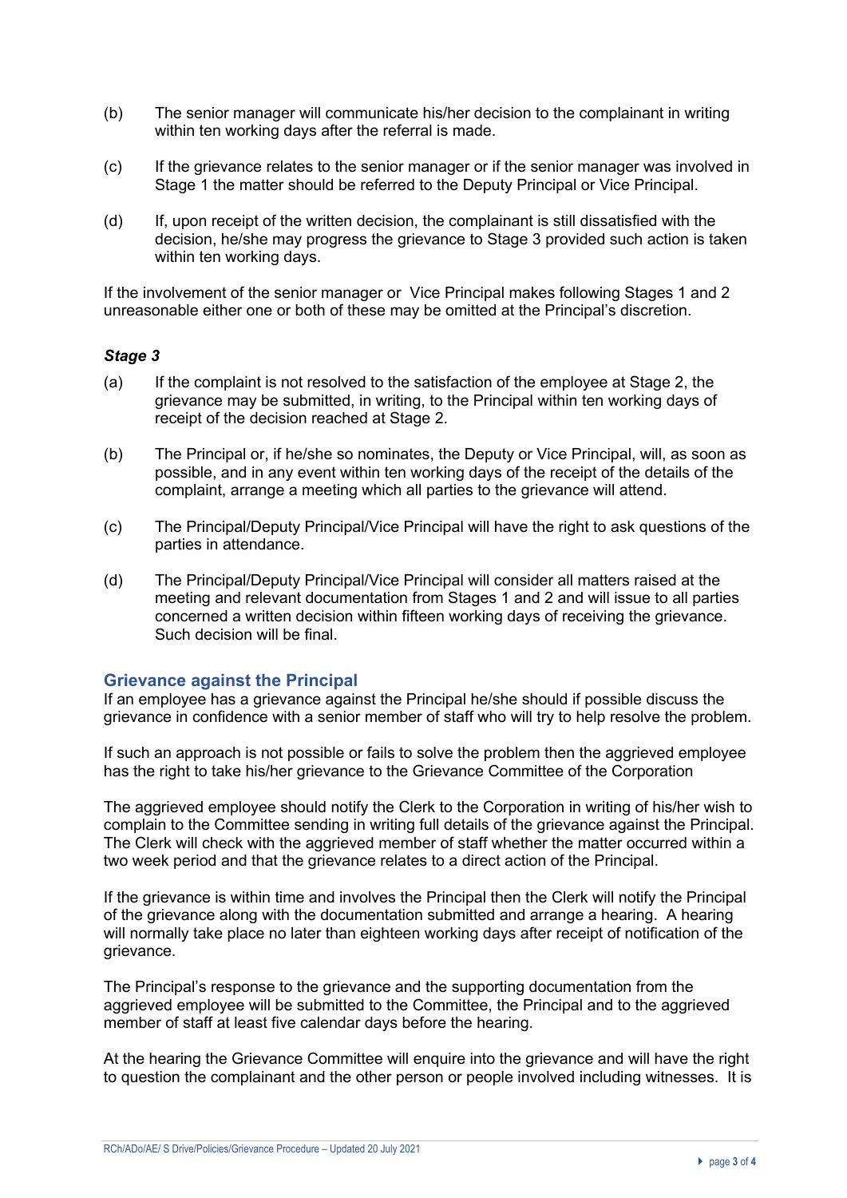(b) The senior manager will communicate his/her decision to the complainant in writing within ten working days after the referral is made.

(c) If the grievance relates to the senior manager or if the senior manager was involved in Stage 1 the matter should be referred to the Deputy Principal or Vice Principal.

(d) If, upon receipt of the written decision, the complainant is still dissatisfied with the decision, he/she may progress the grievance to Stage 3 provided such action is taken within ten working days.

If the involvement of the senior manager or Vice Principal makes following Stages 1 and 2 unreasonable either one or both of these may be omitted at the Principal's discretion.

### *Stage 3*

(a) If the complaint is not resolved to the satisfaction of the employee at Stage 2, the grievance may be submitted, in writing, to the Principal within ten working days of receipt of the decision reached at Stage 2.

(b) The Principal or, if he/she so nominates, the Deputy or Vice Principal, will, as soon as possible, and in any event within ten working days of the receipt of the details of the complaint, arrange a meeting which all parties to the grievance will attend.

(c) The Principal/Deputy Principal/Vice Principal will have the right to ask questions of the parties in attendance.

(d) The Principal/Deputy Principal/Vice Principal will consider all matters raised at the meeting and relevant documentation from Stages 1 and 2 and will issue to all parties concerned a written decision within fifteen working days of receiving the grievance. Such decision will be final.

## Grievance against the Principal

If an employee has a grievance against the Principal he/she should if possible discuss the grievance in confidence with a senior member of staff who will try to help resolve the problem.

If such an approach is not possible or fails to solve the problem then the aggrieved employee has the right to take his/her grievance to the Grievance Committee of the Corporation

The aggrieved employee should notify the Clerk to the Corporation in writing of his/her wish to complain to the Committee sending in writing full details of the grievance against the Principal. The Clerk will check with the aggrieved member of staff whether the matter occurred within a two week period and that the grievance relates to a direct action of the Principal.

If the grievance is within time and involves the Principal then the Clerk will notify the Principal of the grievance along with the documentation submitted and arrange a hearing. A hearing will normally take place no later than eighteen working days after receipt of notification of the grievance.

The Principal's response to the grievance and the supporting documentation from the aggrieved employee will be submitted to the Committee, the Principal and to the aggrieved member of staff at least five calendar days before the hearing.

At the hearing the Grievance Committee will enquire into the grievance and will have the right to question the complainant and the other person or people involved including witnesses. It is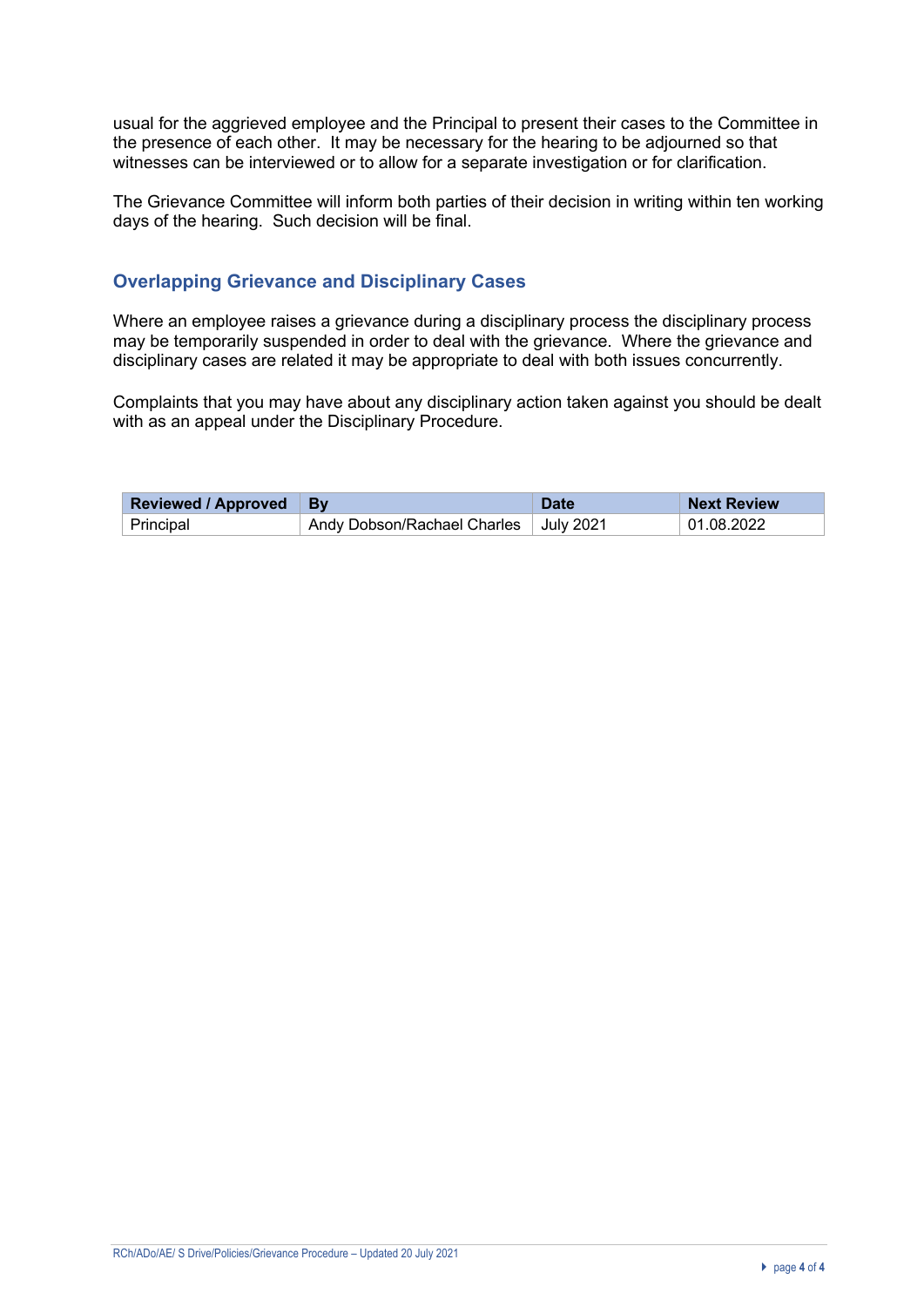usual for the aggrieved employee and the Principal to present their cases to the Committee in the presence of each other. It may be necessary for the hearing to be adjourned so that witnesses can be interviewed or to allow for a separate investigation or for clarification.

The Grievance Committee will inform both parties of their decision in writing within ten working days of the hearing. Such decision will be final.

## Overlapping Grievance and Disciplinary Cases

Where an employee raises a grievance during a disciplinary process the disciplinary process may be temporarily suspended in order to deal with the grievance. Where the grievance and disciplinary cases are related it may be appropriate to deal with both issues concurrently.

Complaints that you may have about any disciplinary action taken against you should be dealt with as an appeal under the Disciplinary Procedure.

| Reviewed / Approved | By | Date | Next Review |
|---|---|---|---|
| Principal | Andy Dobson/Rachael Charles | July 2021 | 01.08.2022 |